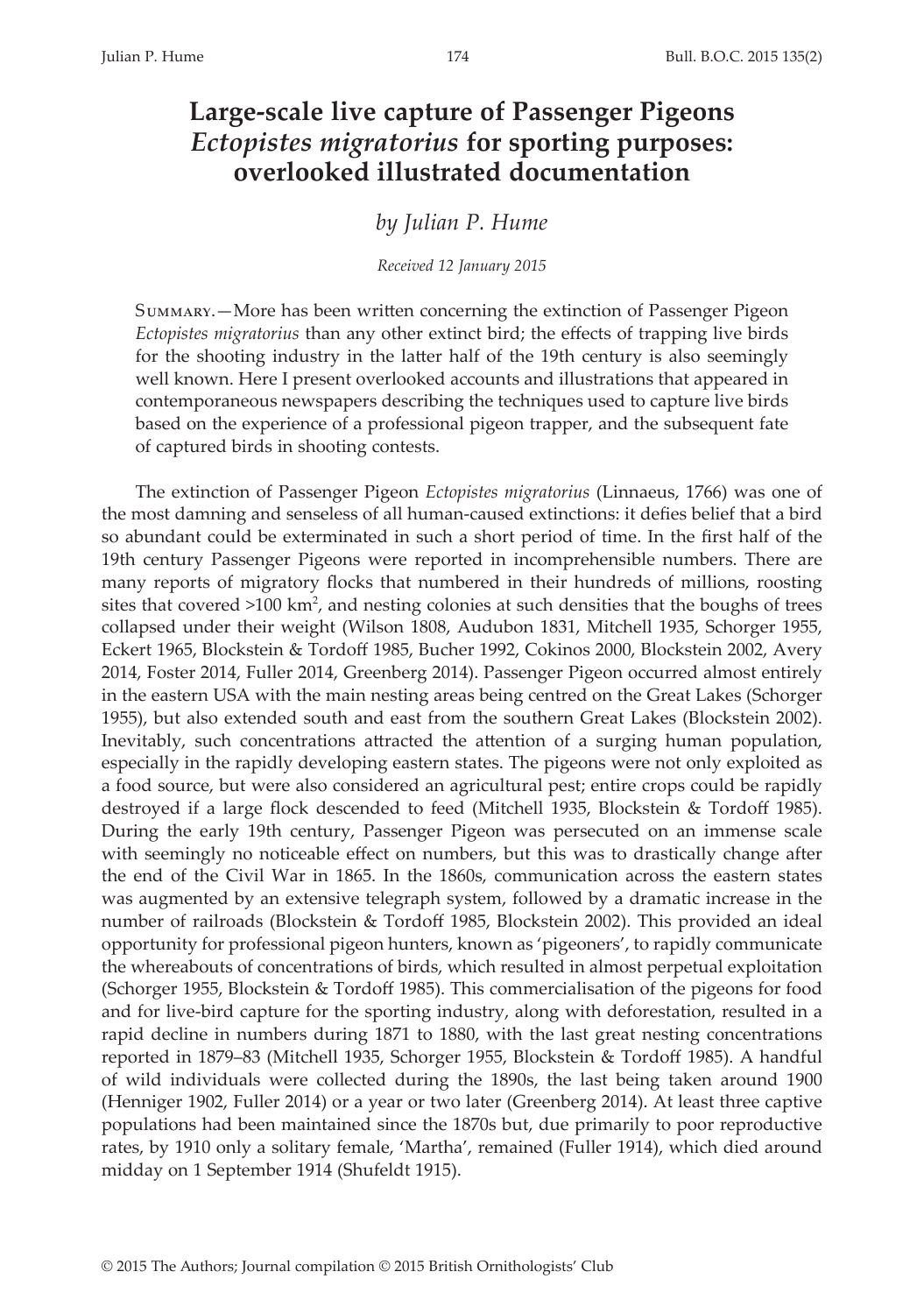# Large-scale live capture of Passenger Pigeons *Ectopistes migratorius* for sporting purposes: overlooked illustrated documentation

*by Julian P. Hume*

*Received 12 January 2015*

Summary.—More has been written concerning the extinction of Passenger Pigeon *Ectopistes migratorius* than any other extinct bird; the effects of trapping live birds for the shooting industry in the latter half of the 19th century is also seemingly well known. Here I present overlooked accounts and illustrations that appeared in contemporaneous newspapers describing the techniques used to capture live birds based on the experience of a professional pigeon trapper, and the subsequent fate of captured birds in shooting contests.

The extinction of Passenger Pigeon *Ectopistes migratorius* (Linnaeus, 1766) was one of the most damning and senseless of all human-caused extinctions: it defies belief that a bird so abundant could be exterminated in such a short period of time. In the first half of the 19th century Passenger Pigeons were reported in incomprehensible numbers. There are many reports of migratory flocks that numbered in their hundreds of millions, roosting sites that covered >100 km$^2$, and nesting colonies at such densities that the boughs of trees collapsed under their weight (Wilson 1808, Audubon 1831, Mitchell 1935, Schorger 1955, Eckert 1965, Blockstein & Tordoff 1985, Bucher 1992, Cokinos 2000, Blockstein 2002, Avery 2014, Foster 2014, Fuller 2014, Greenberg 2014). Passenger Pigeon occurred almost entirely in the eastern USA with the main nesting areas being centred on the Great Lakes (Schorger 1955), but also extended south and east from the southern Great Lakes (Blockstein 2002). Inevitably, such concentrations attracted the attention of a surging human population, especially in the rapidly developing eastern states. The pigeons were not only exploited as a food source, but were also considered an agricultural pest; entire crops could be rapidly destroyed if a large flock descended to feed (Mitchell 1935, Blockstein & Tordoff 1985). During the early 19th century, Passenger Pigeon was persecuted on an immense scale with seemingly no noticeable effect on numbers, but this was to drastically change after the end of the Civil War in 1865. In the 1860s, communication across the eastern states was augmented by an extensive telegraph system, followed by a dramatic increase in the number of railroads (Blockstein & Tordoff 1985, Blockstein 2002). This provided an ideal opportunity for professional pigeon hunters, known as 'pigeoners', to rapidly communicate the whereabouts of concentrations of birds, which resulted in almost perpetual exploitation (Schorger 1955, Blockstein & Tordoff 1985). This commercialisation of the pigeons for food and for live-bird capture for the sporting industry, along with deforestation, resulted in a rapid decline in numbers during 1871 to 1880, with the last great nesting concentrations reported in 1879–83 (Mitchell 1935, Schorger 1955, Blockstein & Tordoff 1985). A handful of wild individuals were collected during the 1890s, the last being taken around 1900 (Henniger 1902, Fuller 2014) or a year or two later (Greenberg 2014). At least three captive populations had been maintained since the 1870s but, due primarily to poor reproductive rates, by 1910 only a solitary female, 'Martha', remained (Fuller 1914), which died around midday on 1 September 1914 (Shufeldt 1915).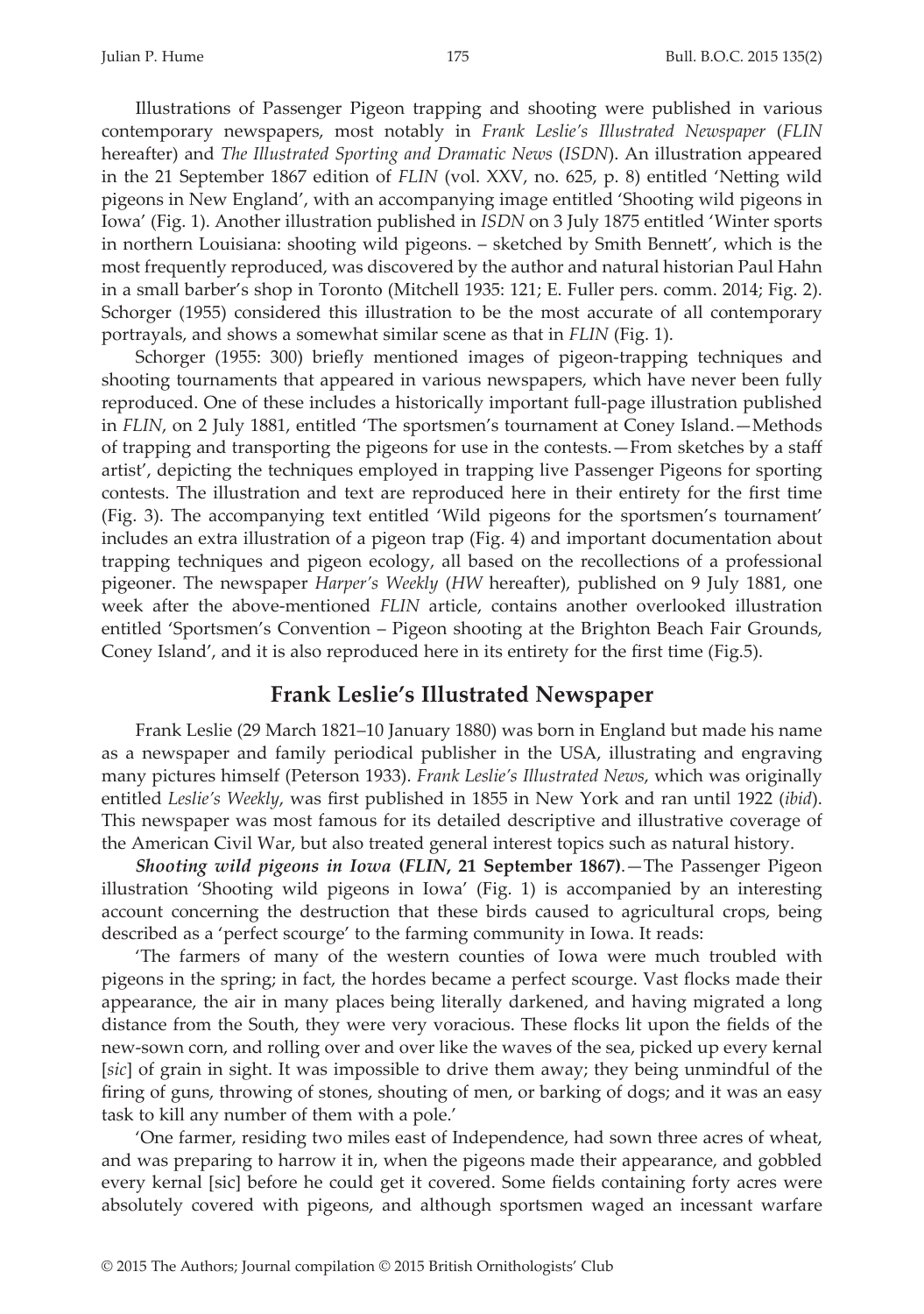Illustrations of Passenger Pigeon trapping and shooting were published in various contemporary newspapers, most notably in *Frank Leslie's Illustrated Newspaper* (*FLIN* hereafter) and *The Illustrated Sporting and Dramatic News* (*ISDN*). An illustration appeared in the 21 September 1867 edition of *FLIN* (vol. XXV, no. 625, p. 8) entitled 'Netting wild pigeons in New England', with an accompanying image entitled 'Shooting wild pigeons in Iowa' (Fig. 1). Another illustration published in *ISDN* on 3 July 1875 entitled 'Winter sports in northern Louisiana: shooting wild pigeons. – sketched by Smith Bennett', which is the most frequently reproduced, was discovered by the author and natural historian Paul Hahn in a small barber's shop in Toronto (Mitchell 1935: 121; E. Fuller pers. comm. 2014; Fig. 2). Schorger (1955) considered this illustration to be the most accurate of all contemporary portrayals, and shows a somewhat similar scene as that in *FLIN* (Fig. 1).

Schorger (1955: 300) briefly mentioned images of pigeon-trapping techniques and shooting tournaments that appeared in various newspapers, which have never been fully reproduced. One of these includes a historically important full-page illustration published in *FLIN*, on 2 July 1881, entitled 'The sportsmen's tournament at Coney Island.—Methods of trapping and transporting the pigeons for use in the contests.—From sketches by a staff artist', depicting the techniques employed in trapping live Passenger Pigeons for sporting contests. The illustration and text are reproduced here in their entirety for the first time (Fig. 3). The accompanying text entitled 'Wild pigeons for the sportsmen's tournament' includes an extra illustration of a pigeon trap (Fig. 4) and important documentation about trapping techniques and pigeon ecology, all based on the recollections of a professional pigeoner. The newspaper *Harper's Weekly* (*HW* hereafter), published on 9 July 1881, one week after the above-mentioned *FLIN* article, contains another overlooked illustration entitled 'Sportsmen's Convention – Pigeon shooting at the Brighton Beach Fair Grounds, Coney Island', and it is also reproduced here in its entirety for the first time (Fig.5).

## Frank Leslie's Illustrated Newspaper

Frank Leslie (29 March 1821–10 January 1880) was born in England but made his name as a newspaper and family periodical publisher in the USA, illustrating and engraving many pictures himself (Peterson 1933). *Frank Leslie's Illustrated News*, which was originally entitled *Leslie's Weekly*, was first published in 1855 in New York and ran until 1922 (*ibid*). This newspaper was most famous for its detailed descriptive and illustrative coverage of the American Civil War, but also treated general interest topics such as natural history.

***Shooting wild pigeons in Iowa* (*FLIN*, 21 September 1867)**.—The Passenger Pigeon illustration 'Shooting wild pigeons in Iowa' (Fig. 1) is accompanied by an interesting account concerning the destruction that these birds caused to agricultural crops, being described as a 'perfect scourge' to the farming community in Iowa. It reads:

'The farmers of many of the western counties of Iowa were much troubled with pigeons in the spring; in fact, the hordes became a perfect scourge. Vast flocks made their appearance, the air in many places being literally darkened, and having migrated a long distance from the South, they were very voracious. These flocks lit upon the fields of the new-sown corn, and rolling over and over like the waves of the sea, picked up every kernal [*sic*] of grain in sight. It was impossible to drive them away; they being unmindful of the firing of guns, throwing of stones, shouting of men, or barking of dogs; and it was an easy task to kill any number of them with a pole.'

'One farmer, residing two miles east of Independence, had sown three acres of wheat, and was preparing to harrow it in, when the pigeons made their appearance, and gobbled every kernal [sic] before he could get it covered. Some fields containing forty acres were absolutely covered with pigeons, and although sportsmen waged an incessant warfare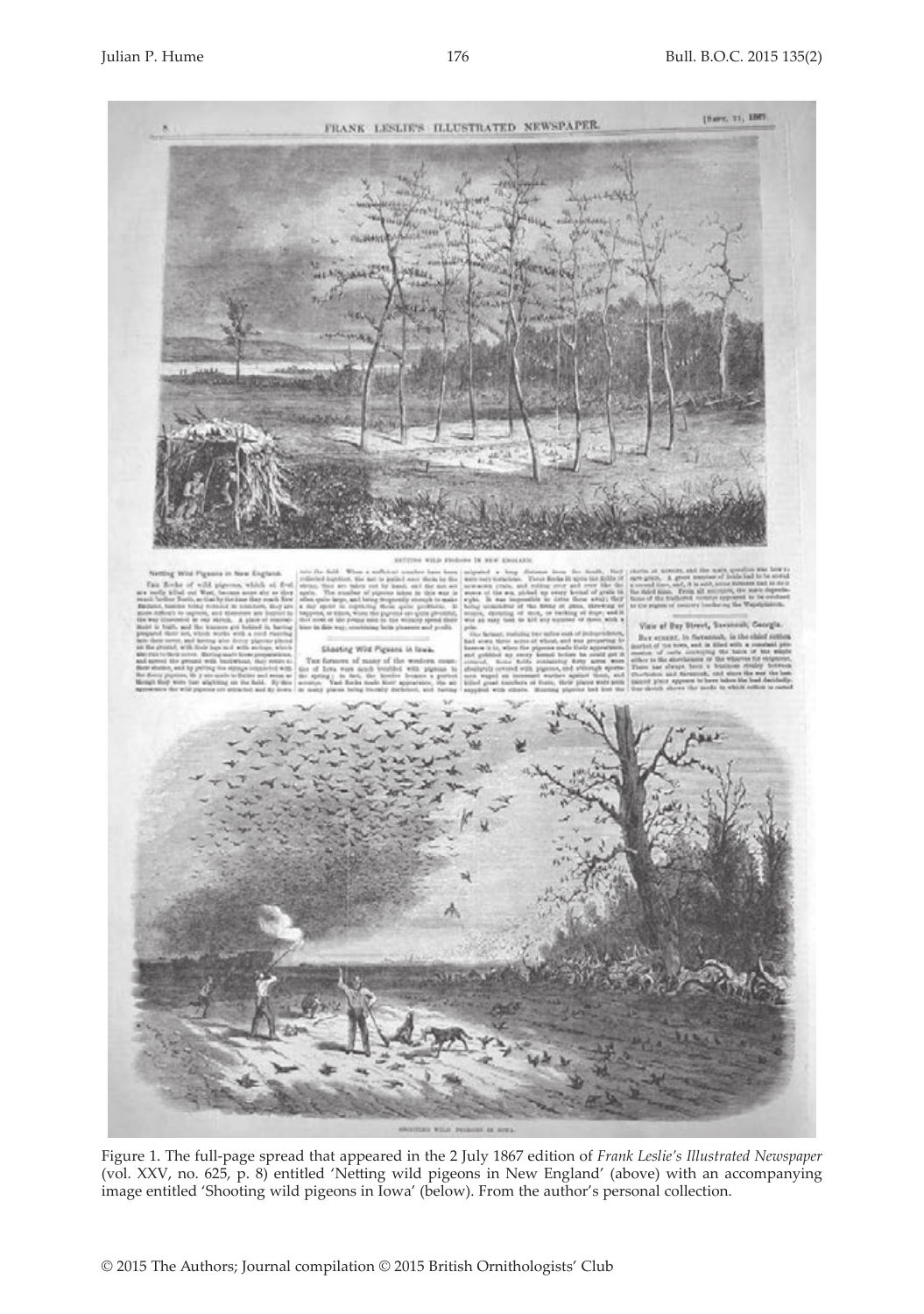Figure 1. The full-page spread that appeared in the 2 July 1867 edition of *Frank Leslie's Illustrated Newspaper* (vol. XXV, no. 625, p. 8) entitled 'Netting wild pigeons in New England' (above) with an accompanying image entitled 'Shooting wild pigeons in Iowa' (below). From the author's personal collection.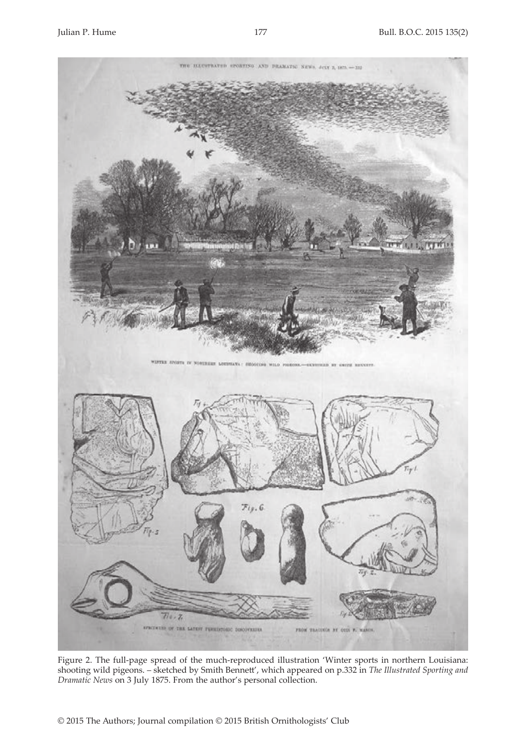Figure 2. The full-page spread of the much-reproduced illustration 'Winter sports in northern Louisiana: shooting wild pigeons. – sketched by Smith Bennett', which appeared on p.332 in *The Illustrated Sporting and Dramatic News* on 3 July 1875. From the author's personal collection.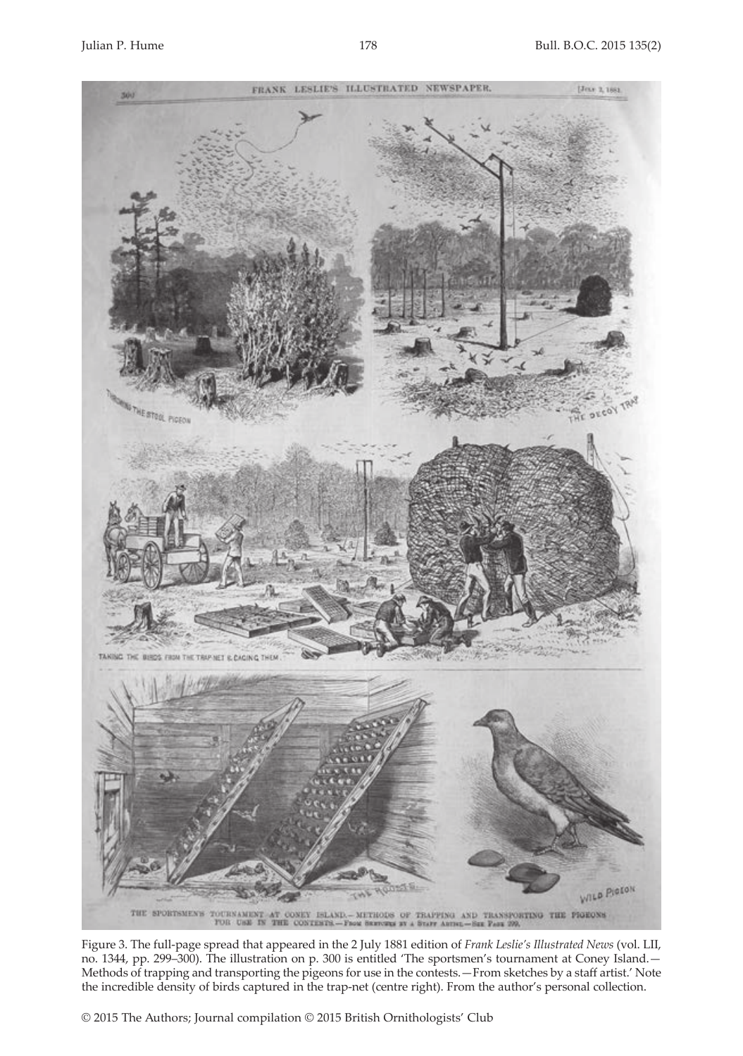Figure 3. The full-page spread that appeared in the 2 July 1881 edition of *Frank Leslie's Illustrated News* (vol. LII, no. 1344, pp. 299–300). The illustration on p. 300 is entitled 'The sportsmen's tournament at Coney Island.—Methods of trapping and transporting the pigeons for use in the contests.—From sketches by a staff artist.' Note the incredible density of birds captured in the trap-net (centre right). From the author's personal collection.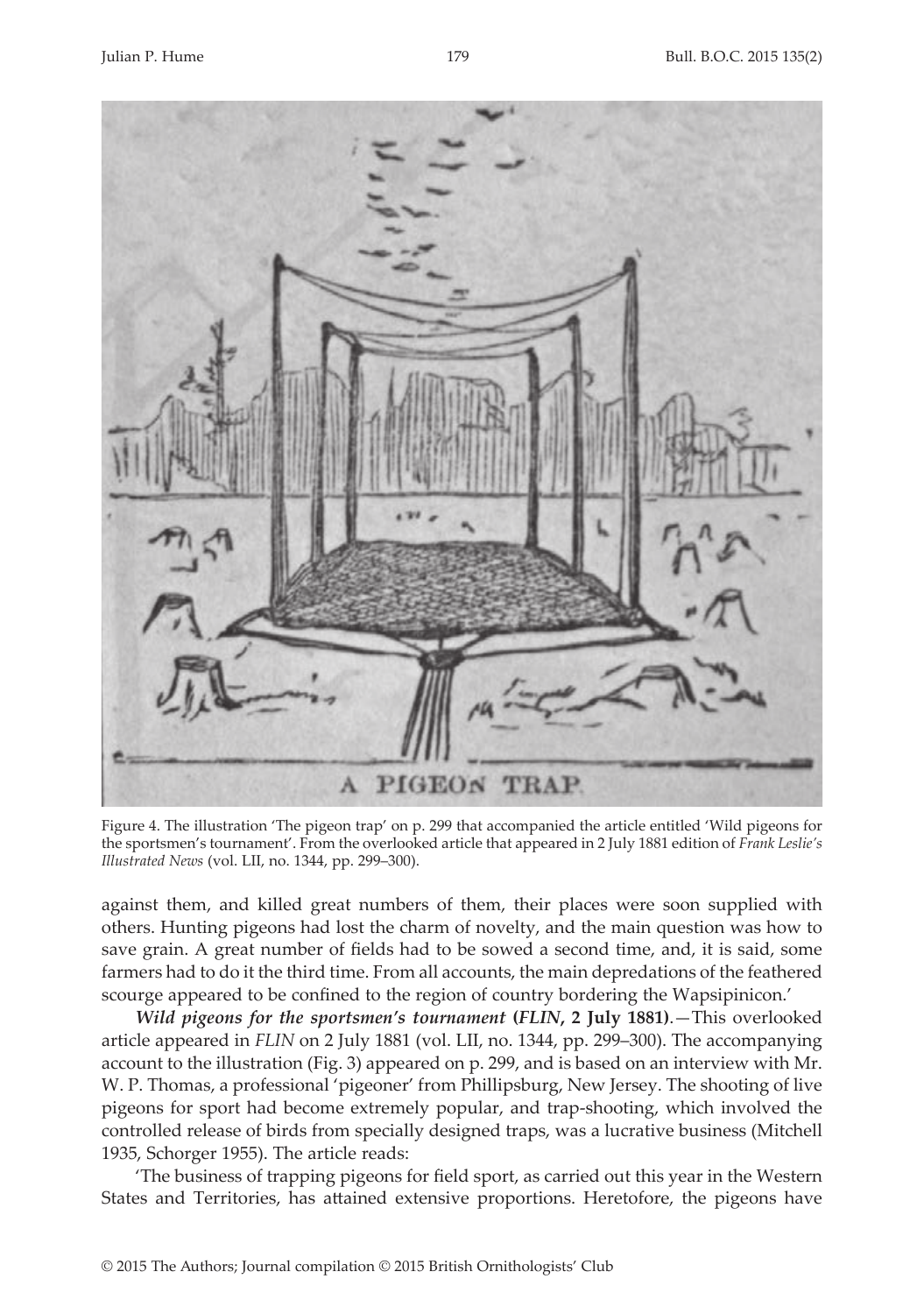Figure 4. The illustration 'The pigeon trap' on p. 299 that accompanied the article entitled 'Wild pigeons for the sportsmen's tournament'. From the overlooked article that appeared in 2 July 1881 edition of *Frank Leslie's Illustrated News* (vol. LII, no. 1344, pp. 299–300).

against them, and killed great numbers of them, their places were soon supplied with others. Hunting pigeons had lost the charm of novelty, and the main question was how to save grain. A great number of fields had to be sowed a second time, and, it is said, some farmers had to do it the third time. From all accounts, the main depredations of the feathered scourge appeared to be confined to the region of country bordering the Wapsipinicon.'

***Wild pigeons for the sportsmen's tournament* (*FLIN*, 2 July 1881)**.—This overlooked article appeared in *FLIN* on 2 July 1881 (vol. LII, no. 1344, pp. 299–300). The accompanying account to the illustration (Fig. 3) appeared on p. 299, and is based on an interview with Mr. W. P. Thomas, a professional 'pigeoner' from Phillipsburg, New Jersey. The shooting of live pigeons for sport had become extremely popular, and trap-shooting, which involved the controlled release of birds from specially designed traps, was a lucrative business (Mitchell 1935, Schorger 1955). The article reads:

'The business of trapping pigeons for field sport, as carried out this year in the Western States and Territories, has attained extensive proportions. Heretofore, the pigeons have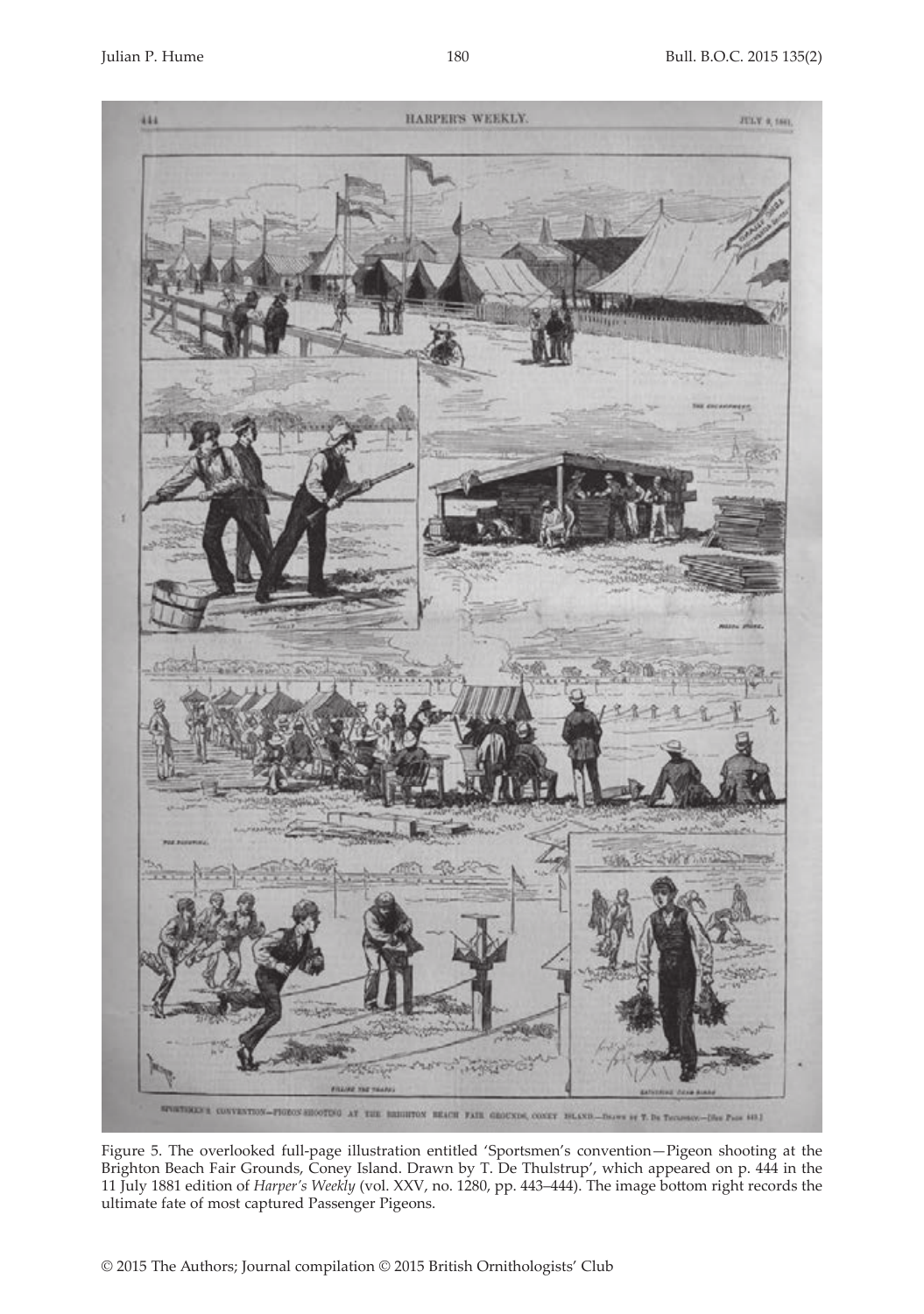Figure 5. The overlooked full-page illustration entitled 'Sportsmen's convention—Pigeon shooting at the Brighton Beach Fair Grounds, Coney Island. Drawn by T. De Thulstrup', which appeared on p. 444 in the 11 July 1881 edition of *Harper's Weekly* (vol. XXV, no. 1280, pp. 443–444). The image bottom right records the ultimate fate of most captured Passenger Pigeons.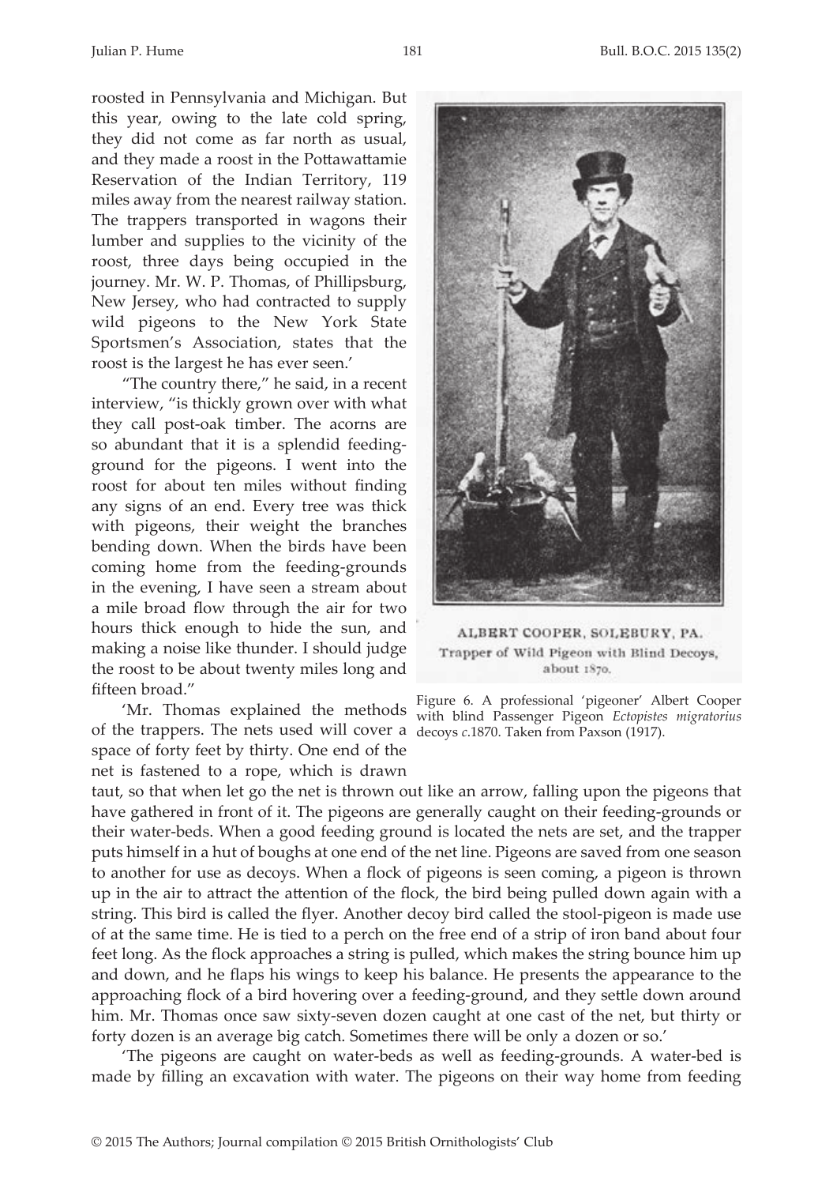roosted in Pennsylvania and Michigan. But this year, owing to the late cold spring, they did not come as far north as usual, and they made a roost in the Pottawattamie Reservation of the Indian Territory, 119 miles away from the nearest railway station. The trappers transported in wagons their lumber and supplies to the vicinity of the roost, three days being occupied in the journey. Mr. W. P. Thomas, of Phillipsburg, New Jersey, who had contracted to supply wild pigeons to the New York State Sportsmen's Association, states that the roost is the largest he has ever seen.'

"The country there," he said, in a recent interview, "is thickly grown over with what they call post-oak timber. The acorns are so abundant that it is a splendid feeding-ground for the pigeons. I went into the roost for about ten miles without finding any signs of an end. Every tree was thick with pigeons, their weight the branches bending down. When the birds have been coming home from the feeding-grounds in the evening, I have seen a stream about a mile broad flow through the air for two hours thick enough to hide the sun, and making a noise like thunder. I should judge the roost to be about twenty miles long and fifteen broad."

ALBERT COOPER, SOLEBURY, PA. Trapper of Wild Pigeon with Blind Decoys, about 1870.

Figure 6. A professional 'pigeoner' Albert Cooper with blind Passenger Pigeon *Ectopistes migratorius* decoys *c*.1870. Taken from Paxson (1917).

'Mr. Thomas explained the methods of the trappers. The nets used will cover a space of forty feet by thirty. One end of the net is fastened to a rope, which is drawn taut, so that when let go the net is thrown out like an arrow, falling upon the pigeons that have gathered in front of it. The pigeons are generally caught on their feeding-grounds or their water-beds. When a good feeding ground is located the nets are set, and the trapper puts himself in a hut of boughs at one end of the net line. Pigeons are saved from one season to another for use as decoys. When a flock of pigeons is seen coming, a pigeon is thrown up in the air to attract the attention of the flock, the bird being pulled down again with a string. This bird is called the flyer. Another decoy bird called the stool-pigeon is made use of at the same time. He is tied to a perch on the free end of a strip of iron band about four feet long. As the flock approaches a string is pulled, which makes the string bounce him up and down, and he flaps his wings to keep his balance. He presents the appearance to the approaching flock of a bird hovering over a feeding-ground, and they settle down around him. Mr. Thomas once saw sixty-seven dozen caught at one cast of the net, but thirty or forty dozen is an average big catch. Sometimes there will be only a dozen or so.'

'The pigeons are caught on water-beds as well as feeding-grounds. A water-bed is made by filling an excavation with water. The pigeons on their way home from feeding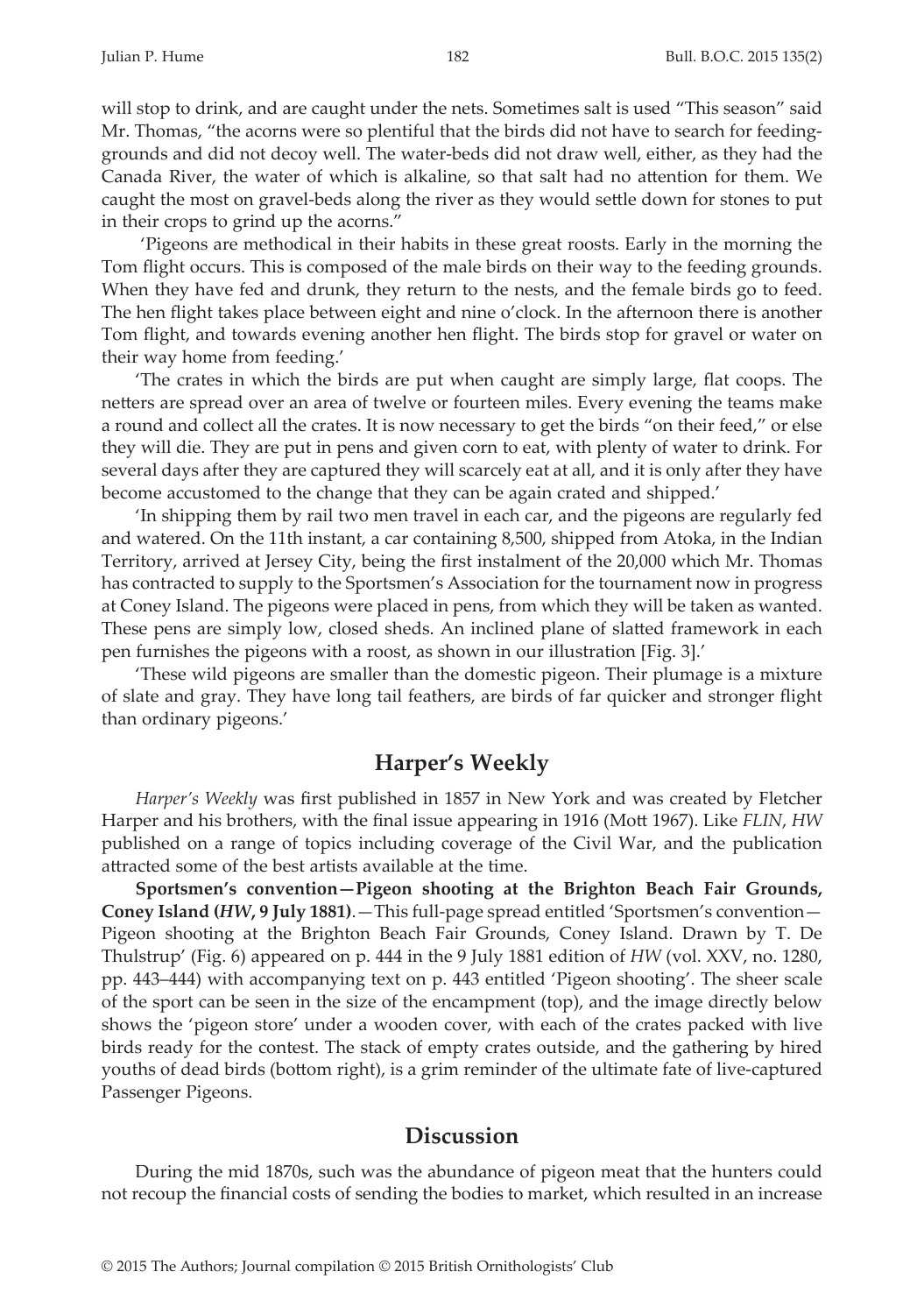will stop to drink, and are caught under the nets. Sometimes salt is used "This season" said Mr. Thomas, "the acorns were so plentiful that the birds did not have to search for feeding-grounds and did not decoy well. The water-beds did not draw well, either, as they had the Canada River, the water of which is alkaline, so that salt had no attention for them. We caught the most on gravel-beds along the river as they would settle down for stones to put in their crops to grind up the acorns."

'Pigeons are methodical in their habits in these great roosts. Early in the morning the Tom flight occurs. This is composed of the male birds on their way to the feeding grounds. When they have fed and drunk, they return to the nests, and the female birds go to feed. The hen flight takes place between eight and nine o'clock. In the afternoon there is another Tom flight, and towards evening another hen flight. The birds stop for gravel or water on their way home from feeding.'

'The crates in which the birds are put when caught are simply large, flat coops. The netters are spread over an area of twelve or fourteen miles. Every evening the teams make a round and collect all the crates. It is now necessary to get the birds "on their feed," or else they will die. They are put in pens and given corn to eat, with plenty of water to drink. For several days after they are captured they will scarcely eat at all, and it is only after they have become accustomed to the change that they can be again crated and shipped.'

'In shipping them by rail two men travel in each car, and the pigeons are regularly fed and watered. On the 11th instant, a car containing 8,500, shipped from Atoka, in the Indian Territory, arrived at Jersey City, being the first instalment of the 20,000 which Mr. Thomas has contracted to supply to the Sportsmen's Association for the tournament now in progress at Coney Island. The pigeons were placed in pens, from which they will be taken as wanted. These pens are simply low, closed sheds. An inclined plane of slatted framework in each pen furnishes the pigeons with a roost, as shown in our illustration [Fig. 3].'

'These wild pigeons are smaller than the domestic pigeon. Their plumage is a mixture of slate and gray. They have long tail feathers, are birds of far quicker and stronger flight than ordinary pigeons.'

## Harper's Weekly

*Harper's Weekly* was first published in 1857 in New York and was created by Fletcher Harper and his brothers, with the final issue appearing in 1916 (Mott 1967). Like *FLIN*, *HW* published on a range of topics including coverage of the Civil War, and the publication attracted some of the best artists available at the time.

**Sportsmen's convention—Pigeon shooting at the Brighton Beach Fair Grounds, Coney Island (*HW*, 9 July 1881)**.—This full-page spread entitled 'Sportsmen's convention—Pigeon shooting at the Brighton Beach Fair Grounds, Coney Island. Drawn by T. De Thulstrup' (Fig. 6) appeared on p. 444 in the 9 July 1881 edition of *HW* (vol. XXV, no. 1280, pp. 443–444) with accompanying text on p. 443 entitled 'Pigeon shooting'. The sheer scale of the sport can be seen in the size of the encampment (top), and the image directly below shows the 'pigeon store' under a wooden cover, with each of the crates packed with live birds ready for the contest. The stack of empty crates outside, and the gathering by hired youths of dead birds (bottom right), is a grim reminder of the ultimate fate of live-captured Passenger Pigeons.

## Discussion

During the mid 1870s, such was the abundance of pigeon meat that the hunters could not recoup the financial costs of sending the bodies to market, which resulted in an increase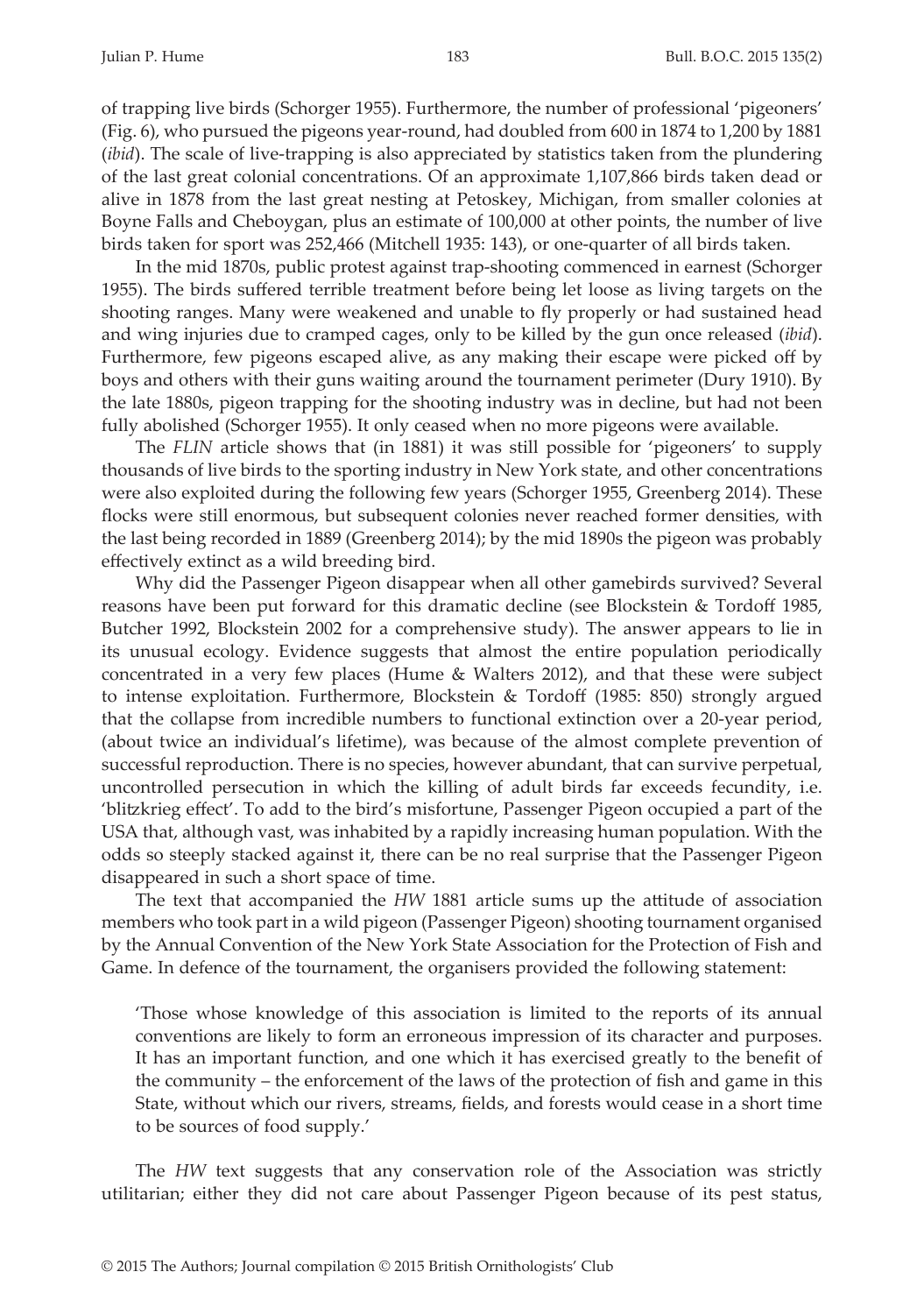of trapping live birds (Schorger 1955). Furthermore, the number of professional 'pigeoners' (Fig. 6), who pursued the pigeons year-round, had doubled from 600 in 1874 to 1,200 by 1881 (*ibid*). The scale of live-trapping is also appreciated by statistics taken from the plundering of the last great colonial concentrations. Of an approximate 1,107,866 birds taken dead or alive in 1878 from the last great nesting at Petoskey, Michigan, from smaller colonies at Boyne Falls and Cheboygan, plus an estimate of 100,000 at other points, the number of live birds taken for sport was 252,466 (Mitchell 1935: 143), or one-quarter of all birds taken.

In the mid 1870s, public protest against trap-shooting commenced in earnest (Schorger 1955). The birds suffered terrible treatment before being let loose as living targets on the shooting ranges. Many were weakened and unable to fly properly or had sustained head and wing injuries due to cramped cages, only to be killed by the gun once released (*ibid*). Furthermore, few pigeons escaped alive, as any making their escape were picked off by boys and others with their guns waiting around the tournament perimeter (Dury 1910). By the late 1880s, pigeon trapping for the shooting industry was in decline, but had not been fully abolished (Schorger 1955). It only ceased when no more pigeons were available.

The *FLIN* article shows that (in 1881) it was still possible for 'pigeoners' to supply thousands of live birds to the sporting industry in New York state, and other concentrations were also exploited during the following few years (Schorger 1955, Greenberg 2014). These flocks were still enormous, but subsequent colonies never reached former densities, with the last being recorded in 1889 (Greenberg 2014); by the mid 1890s the pigeon was probably effectively extinct as a wild breeding bird.

Why did the Passenger Pigeon disappear when all other gamebirds survived? Several reasons have been put forward for this dramatic decline (see Blockstein & Tordoff 1985, Butcher 1992, Blockstein 2002 for a comprehensive study). The answer appears to lie in its unusual ecology. Evidence suggests that almost the entire population periodically concentrated in a very few places (Hume & Walters 2012), and that these were subject to intense exploitation. Furthermore, Blockstein & Tordoff (1985: 850) strongly argued that the collapse from incredible numbers to functional extinction over a 20-year period, (about twice an individual's lifetime), was because of the almost complete prevention of successful reproduction. There is no species, however abundant, that can survive perpetual, uncontrolled persecution in which the killing of adult birds far exceeds fecundity, i.e. 'blitzkrieg effect'. To add to the bird's misfortune, Passenger Pigeon occupied a part of the USA that, although vast, was inhabited by a rapidly increasing human population. With the odds so steeply stacked against it, there can be no real surprise that the Passenger Pigeon disappeared in such a short space of time.

The text that accompanied the *HW* 1881 article sums up the attitude of association members who took part in a wild pigeon (Passenger Pigeon) shooting tournament organised by the Annual Convention of the New York State Association for the Protection of Fish and Game. In defence of the tournament, the organisers provided the following statement:

> 'Those whose knowledge of this association is limited to the reports of its annual conventions are likely to form an erroneous impression of its character and purposes. It has an important function, and one which it has exercised greatly to the benefit of the community – the enforcement of the laws of the protection of fish and game in this State, without which our rivers, streams, fields, and forests would cease in a short time to be sources of food supply.'

The *HW* text suggests that any conservation role of the Association was strictly utilitarian; either they did not care about Passenger Pigeon because of its pest status,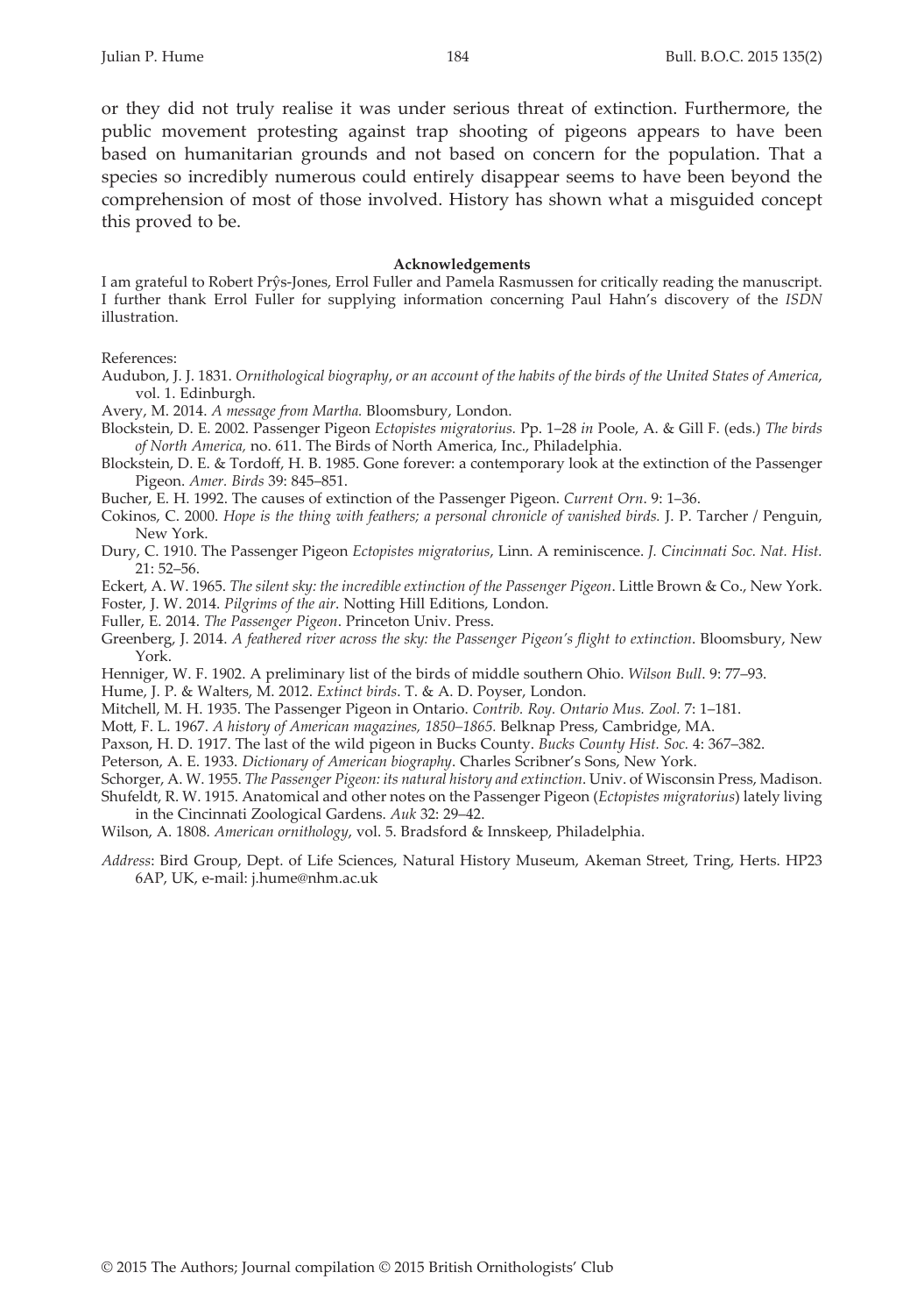or they did not truly realise it was under serious threat of extinction. Furthermore, the public movement protesting against trap shooting of pigeons appears to have been based on humanitarian grounds and not based on concern for the population. That a species so incredibly numerous could entirely disappear seems to have been beyond the comprehension of most of those involved. History has shown what a misguided concept this proved to be.

#### Acknowledgements

I am grateful to Robert Prŷs-Jones, Errol Fuller and Pamela Rasmussen for critically reading the manuscript. I further thank Errol Fuller for supplying information concerning Paul Hahn's discovery of the *ISDN* illustration.

References:

Audubon, J. J. 1831. *Ornithological biography, or an account of the habits of the birds of the United States of America*, vol. 1. Edinburgh.

Avery, M. 2014. *A message from Martha.* Bloomsbury, London.

Blockstein, D. E. 2002. Passenger Pigeon *Ectopistes migratorius.* Pp. 1–28 *in* Poole, A. & Gill F. (eds.) *The birds of North America*, no. 611. The Birds of North America, Inc., Philadelphia.

Blockstein, D. E. & Tordoff, H. B. 1985. Gone forever: a contemporary look at the extinction of the Passenger Pigeon. *Amer. Birds* 39: 845–851.

Bucher, E. H. 1992. The causes of extinction of the Passenger Pigeon. *Current Orn.* 9: 1–36.

Cokinos, C. 2000. *Hope is the thing with feathers; a personal chronicle of vanished birds.* J. P. Tarcher / Penguin, New York.

Dury, C. 1910. The Passenger Pigeon *Ectopistes migratorius*, Linn. A reminiscence. *J. Cincinnati Soc. Nat. Hist.* 21: 52–56.

Eckert, A. W. 1965. *The silent sky: the incredible extinction of the Passenger Pigeon*. Little Brown & Co., New York.

Foster, J. W. 2014. *Pilgrims of the air*. Notting Hill Editions, London.

Fuller, E. 2014. *The Passenger Pigeon*. Princeton Univ. Press.

Greenberg, J. 2014. *A feathered river across the sky: the Passenger Pigeon's flight to extinction*. Bloomsbury, New York.

Henniger, W. F. 1902. A preliminary list of the birds of middle southern Ohio. *Wilson Bull*. 9: 77–93.

Hume, J. P. & Walters, M. 2012. *Extinct birds*. T. & A. D. Poyser, London.

Mitchell, M. H. 1935. The Passenger Pigeon in Ontario. *Contrib. Roy. Ontario Mus. Zool.* 7: 1–181.

Mott, F. L. 1967. *A history of American magazines, 1850–1865.* Belknap Press, Cambridge, MA.

Paxson, H. D. 1917. The last of the wild pigeon in Bucks County. *Bucks County Hist. Soc.* 4: 367–382.

Peterson, A. E. 1933. *Dictionary of American biography*. Charles Scribner's Sons, New York.

Schorger, A. W. 1955. *The Passenger Pigeon: its natural history and extinction*. Univ. of Wisconsin Press, Madison.

Shufeldt, R. W. 1915. Anatomical and other notes on the Passenger Pigeon (*Ectopistes migratorius*) lately living in the Cincinnati Zoological Gardens. *Auk* 32: 29–42.

Wilson, A. 1808. *American ornithology*, vol. 5. Bradsford & Innskeep, Philadelphia.

*Address*: Bird Group, Dept. of Life Sciences, Natural History Museum, Akeman Street, Tring, Herts. HP23 6AP, UK, e-mail: j.hume@nhm.ac.uk